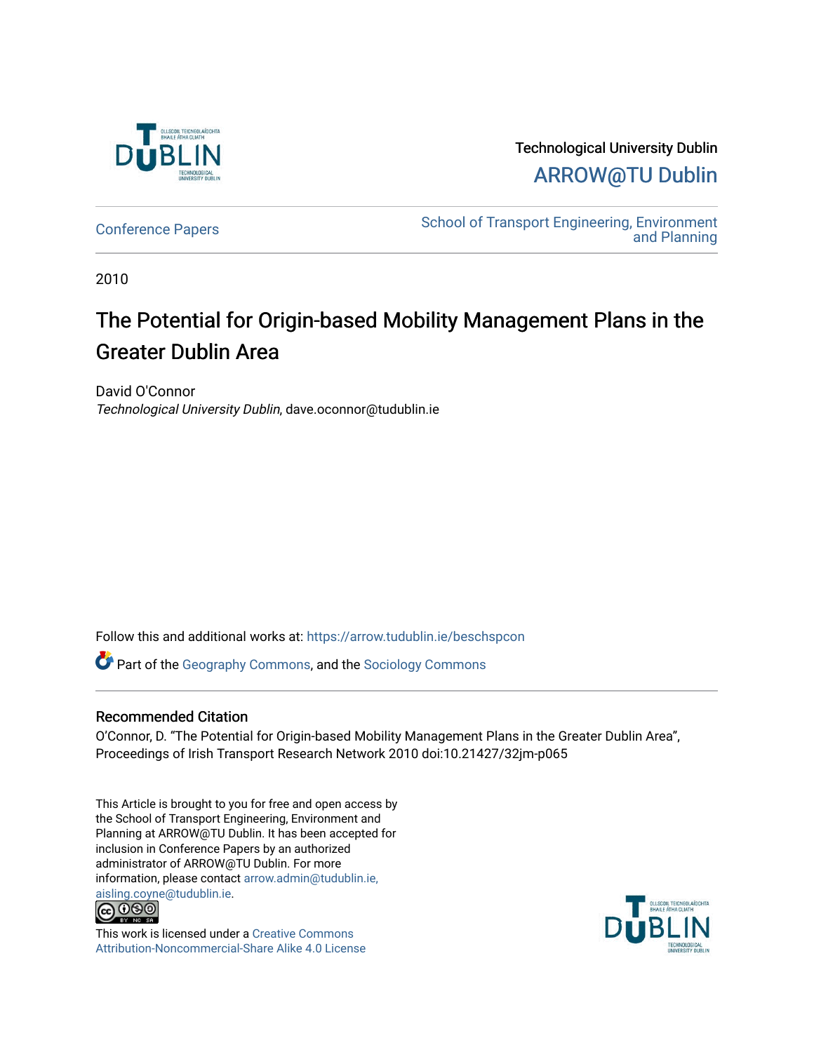Technological University Dublin

ARROW@TU Dublin

Conference Papers

School of Transport Engineering, Environment and Planning

2010

# The Potential for Origin-based Mobility Management Plans in the Greater Dublin Area

David O'Connor

*Technological University Dublin*, dave.oconnor@tudublin.ie

Follow this and additional works at: https://arrow.tudublin.ie/beschspcon

Part of the Geography Commons, and the Sociology Commons

## Recommended Citation

O'Connor, D. "The Potential for Origin-based Mobility Management Plans in the Greater Dublin Area", Proceedings of Irish Transport Research Network 2010 doi:10.21427/32jm-p065

This Article is brought to you for free and open access by the School of Transport Engineering, Environment and Planning at ARROW@TU Dublin. It has been accepted for inclusion in Conference Papers by an authorized administrator of ARROW@TU Dublin. For more information, please contact arrow.admin@tudublin.ie, aisling.coyne@tudublin.ie.

This work is licensed under a Creative Commons Attribution-Noncommercial-Share Alike 4.0 License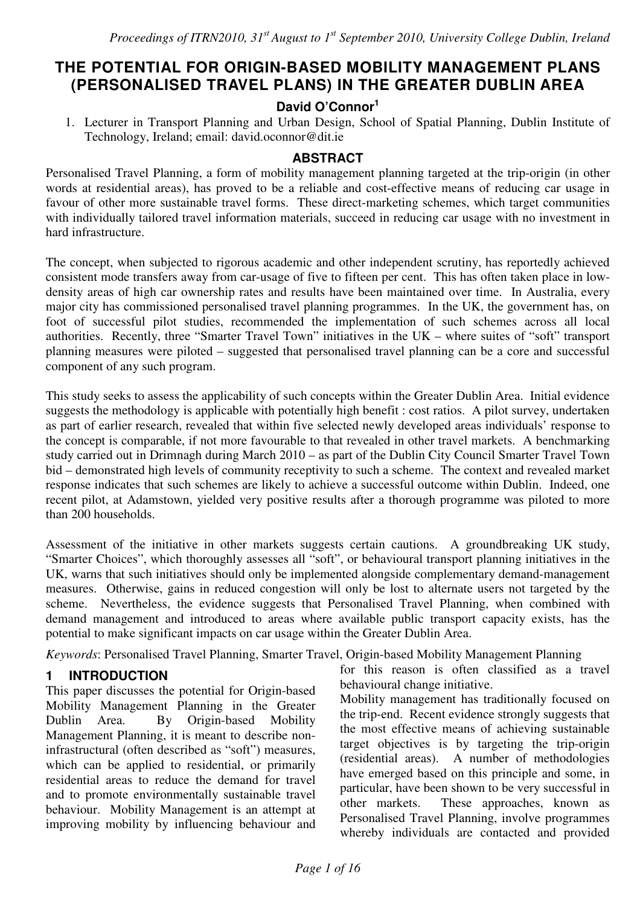# THE POTENTIAL FOR ORIGIN-BASED MOBILITY MANAGEMENT PLANS (PERSONALISED TRAVEL PLANS) IN THE GREATER DUBLIN AREA

**David O'Connor[1]**

1. Lecturer in Transport Planning and Urban Design, School of Spatial Planning, Dublin Institute of Technology, Ireland; email: david.oconnor@dit.ie

## ABSTRACT

Personalised Travel Planning, a form of mobility management planning targeted at the trip-origin (in other words at residential areas), has proved to be a reliable and cost-effective means of reducing car usage in favour of other more sustainable travel forms. These direct-marketing schemes, which target communities with individually tailored travel information materials, succeed in reducing car usage with no investment in hard infrastructure.

The concept, when subjected to rigorous academic and other independent scrutiny, has reportedly achieved consistent mode transfers away from car-usage of five to fifteen per cent. This has often taken place in low-density areas of high car ownership rates and results have been maintained over time. In Australia, every major city has commissioned personalised travel planning programmes. In the UK, the government has, on foot of successful pilot studies, recommended the implementation of such schemes across all local authorities. Recently, three "Smarter Travel Town" initiatives in the UK – where suites of "soft" transport planning measures were piloted – suggested that personalised travel planning can be a core and successful component of any such program.

This study seeks to assess the applicability of such concepts within the Greater Dublin Area. Initial evidence suggests the methodology is applicable with potentially high benefit : cost ratios. A pilot survey, undertaken as part of earlier research, revealed that within five selected newly developed areas individuals' response to the concept is comparable, if not more favourable to that revealed in other travel markets. A benchmarking study carried out in Drimnagh during March 2010 – as part of the Dublin City Council Smarter Travel Town bid – demonstrated high levels of community receptivity to such a scheme. The context and revealed market response indicates that such schemes are likely to achieve a successful outcome within Dublin. Indeed, one recent pilot, at Adamstown, yielded very positive results after a thorough programme was piloted to more than 200 households.

Assessment of the initiative in other markets suggests certain cautions. A groundbreaking UK study, "Smarter Choices", which thoroughly assesses all "soft", or behavioural transport planning initiatives in the UK, warns that such initiatives should only be implemented alongside complementary demand-management measures. Otherwise, gains in reduced congestion will only be lost to alternate users not targeted by the scheme. Nevertheless, the evidence suggests that Personalised Travel Planning, when combined with demand management and introduced to areas where available public transport capacity exists, has the potential to make significant impacts on car usage within the Greater Dublin Area.

*Keywords*: Personalised Travel Planning, Smarter Travel, Origin-based Mobility Management Planning

## 1 INTRODUCTION

This paper discusses the potential for Origin-based Mobility Management Planning in the Greater Dublin Area. By Origin-based Mobility Management Planning, it is meant to describe non-infrastructural (often described as "soft") measures, which can be applied to residential, or primarily residential areas to reduce the demand for travel and to promote environmentally sustainable travel behaviour. Mobility Management is an attempt at improving mobility by influencing behaviour and for this reason is often classified as a travel behavioural change initiative.

Mobility management has traditionally focused on the trip-end. Recent evidence strongly suggests that the most effective means of achieving sustainable target objectives is by targeting the trip-origin (residential areas). A number of methodologies have emerged based on this principle and some, in particular, have been shown to be very successful in other markets. These approaches, known as Personalised Travel Planning, involve programmes whereby individuals are contacted and provided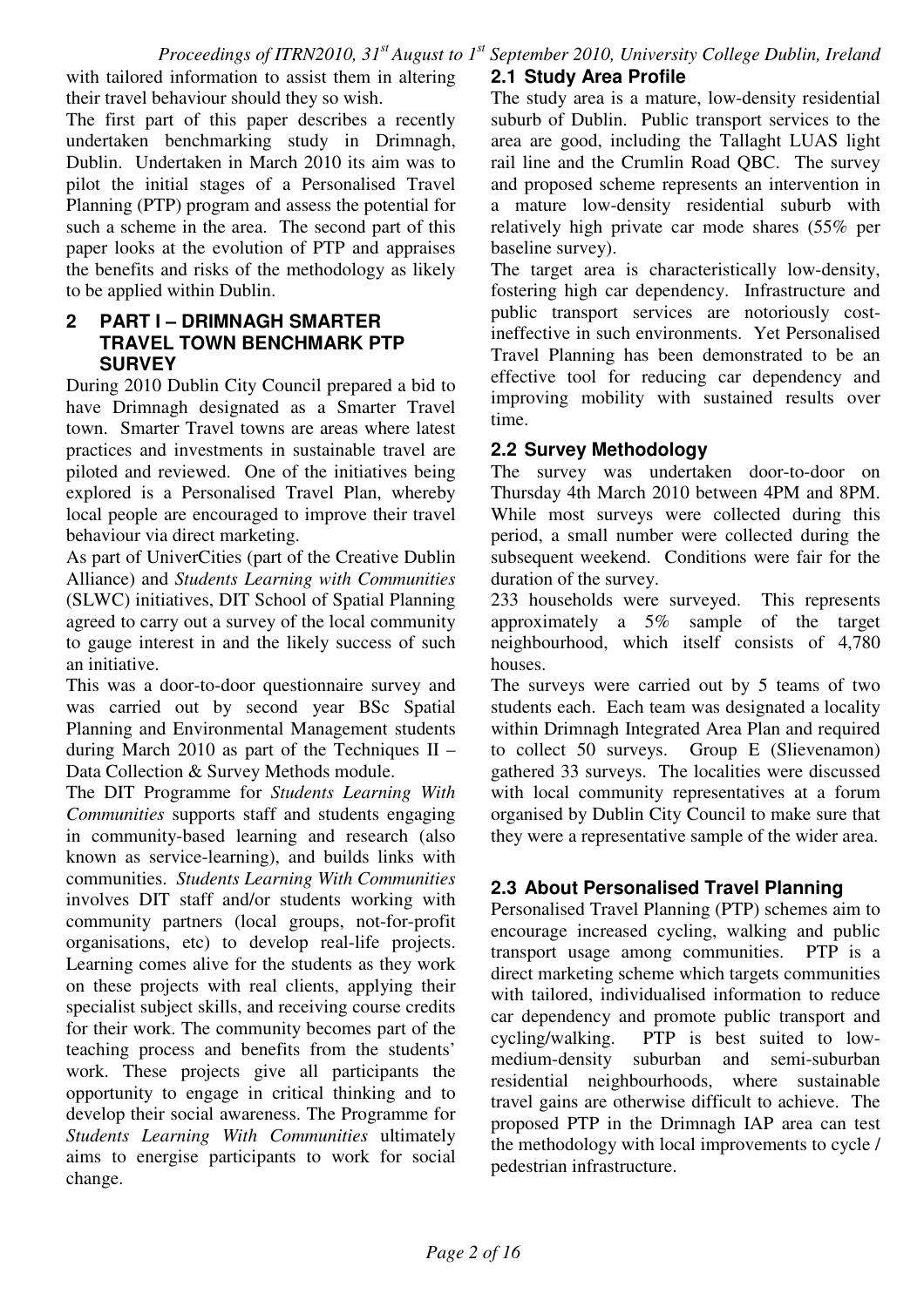with tailored information to assist them in altering their travel behaviour should they so wish.

The first part of this paper describes a recently undertaken benchmarking study in Drimnagh, Dublin. Undertaken in March 2010 its aim was to pilot the initial stages of a Personalised Travel Planning (PTP) program and assess the potential for such a scheme in the area. The second part of this paper looks at the evolution of PTP and appraises the benefits and risks of the methodology as likely to be applied within Dublin.

## 2 PART I – DRIMNAGH SMARTER TRAVEL TOWN BENCHMARK PTP SURVEY

During 2010 Dublin City Council prepared a bid to have Drimnagh designated as a Smarter Travel town. Smarter Travel towns are areas where latest practices and investments in sustainable travel are piloted and reviewed. One of the initiatives being explored is a Personalised Travel Plan, whereby local people are encouraged to improve their travel behaviour via direct marketing.

As part of UniverCities (part of the Creative Dublin Alliance) and *Students Learning with Communities* (SLWC) initiatives, DIT School of Spatial Planning agreed to carry out a survey of the local community to gauge interest in and the likely success of such an initiative.

This was a door-to-door questionnaire survey and was carried out by second year BSc Spatial Planning and Environmental Management students during March 2010 as part of the Techniques II – Data Collection & Survey Methods module.

The DIT Programme for *Students Learning With Communities* supports staff and students engaging in community-based learning and research (also known as service-learning), and builds links with communities. *Students Learning With Communities* involves DIT staff and/or students working with community partners (local groups, not-for-profit organisations, etc) to develop real-life projects. Learning comes alive for the students as they work on these projects with real clients, applying their specialist subject skills, and receiving course credits for their work. The community becomes part of the teaching process and benefits from the students' work. These projects give all participants the opportunity to engage in critical thinking and to develop their social awareness. The Programme for *Students Learning With Communities* ultimately aims to energise participants to work for social change.

### 2.1 Study Area Profile

The study area is a mature, low-density residential suburb of Dublin. Public transport services to the area are good, including the Tallaght LUAS light rail line and the Crumlin Road QBC. The survey and proposed scheme represents an intervention in a mature low-density residential suburb with relatively high private car mode shares (55% per baseline survey).

The target area is characteristically low-density, fostering high car dependency. Infrastructure and public transport services are notoriously cost-ineffective in such environments. Yet Personalised Travel Planning has been demonstrated to be an effective tool for reducing car dependency and improving mobility with sustained results over time.

### 2.2 Survey Methodology

The survey was undertaken door-to-door on Thursday 4th March 2010 between 4PM and 8PM. While most surveys were collected during this period, a small number were collected during the subsequent weekend. Conditions were fair for the duration of the survey.

233 households were surveyed. This represents approximately a 5% sample of the target neighbourhood, which itself consists of 4,780 houses.

The surveys were carried out by 5 teams of two students each. Each team was designated a locality within Drimnagh Integrated Area Plan and required to collect 50 surveys. Group E (Slievenamon) gathered 33 surveys. The localities were discussed with local community representatives at a forum organised by Dublin City Council to make sure that they were a representative sample of the wider area.

### 2.3 About Personalised Travel Planning

Personalised Travel Planning (PTP) schemes aim to encourage increased cycling, walking and public transport usage among communities. PTP is a direct marketing scheme which targets communities with tailored, individualised information to reduce car dependency and promote public transport and cycling/walking. PTP is best suited to low-medium-density suburban and semi-suburban residential neighbourhoods, where sustainable travel gains are otherwise difficult to achieve. The proposed PTP in the Drimnagh IAP area can test the methodology with local improvements to cycle / pedestrian infrastructure.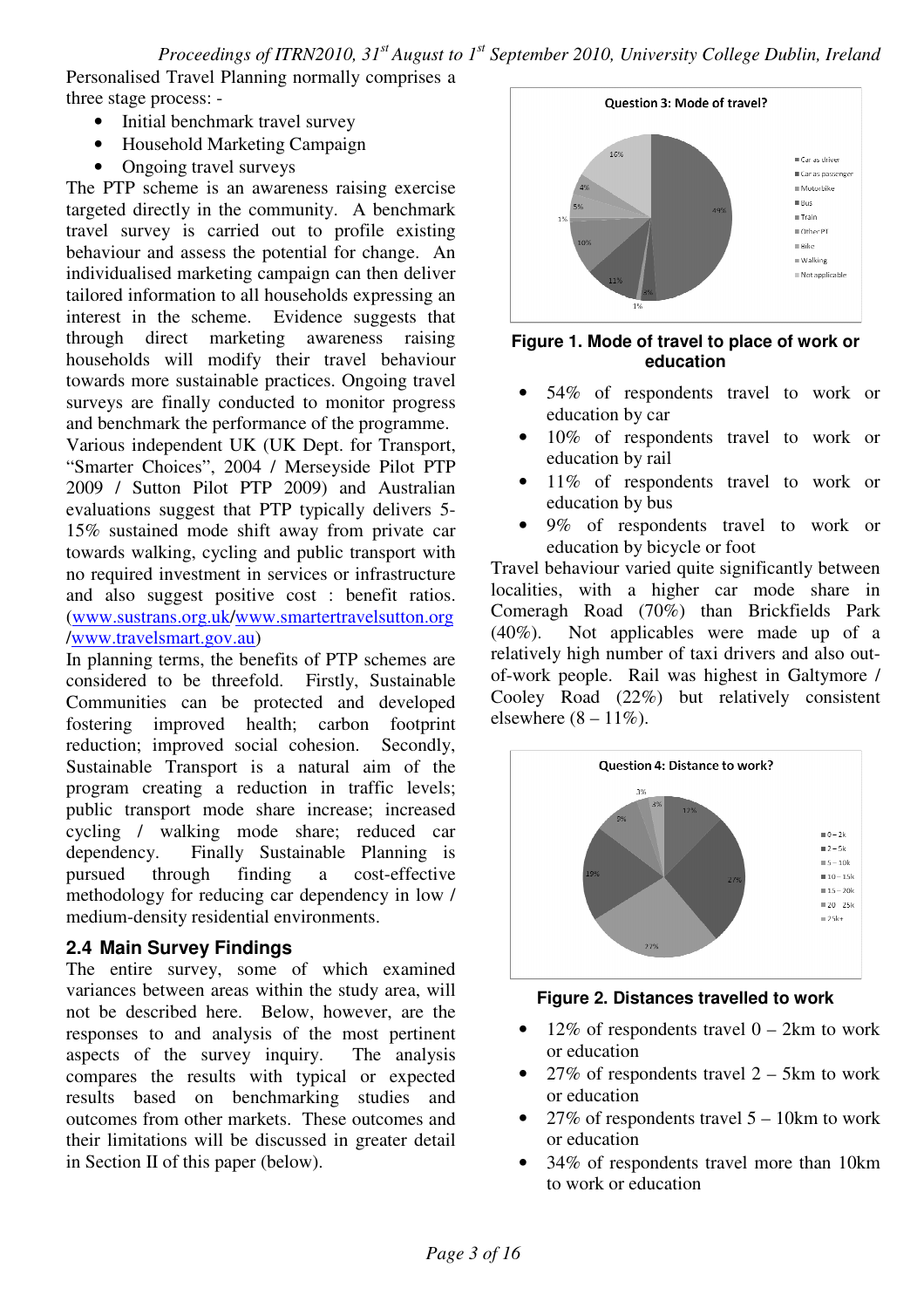Personalised Travel Planning normally comprises a three stage process: -

- Initial benchmark travel survey
- Household Marketing Campaign
- Ongoing travel surveys

The PTP scheme is an awareness raising exercise targeted directly in the community. A benchmark travel survey is carried out to profile existing behaviour and assess the potential for change. An individualised marketing campaign can then deliver tailored information to all households expressing an interest in the scheme. Evidence suggests that through direct marketing awareness raising households will modify their travel behaviour towards more sustainable practices. Ongoing travel surveys are finally conducted to monitor progress and benchmark the performance of the programme.

Various independent UK (UK Dept. for Transport, "Smarter Choices", 2004 / Merseyside Pilot PTP 2009 / Sutton Pilot PTP 2009) and Australian evaluations suggest that PTP typically delivers 5-15% sustained mode shift away from private car towards walking, cycling and public transport with no required investment in services or infrastructure and also suggest positive cost : benefit ratios. (www.sustrans.org.uk/www.smartertravelsutton.org /www.travelsmart.gov.au)

In planning terms, the benefits of PTP schemes are considered to be threefold. Firstly, Sustainable Communities can be protected and developed fostering improved health; carbon footprint reduction; improved social cohesion. Secondly, Sustainable Transport is a natural aim of the program creating a reduction in traffic levels; public transport mode share increase; increased cycling / walking mode share; reduced car dependency. Finally Sustainable Planning is pursued through finding a cost-effective methodology for reducing car dependency in low / medium-density residential environments.

### 2.4 Main Survey Findings

The entire survey, some of which examined variances between areas within the study area, will not be described here. Below, however, are the responses to and analysis of the most pertinent aspects of the survey inquiry. The analysis compares the results with typical or expected results based on benchmarking studies and outcomes from other markets. These outcomes and their limitations will be discussed in greater detail in Section II of this paper (below).

**Figure 1. Mode of travel to place of work or education**

- 54% of respondents travel to work or education by car
- 10% of respondents travel to work or education by rail
- 11% of respondents travel to work or education by bus
- 9% of respondents travel to work or education by bicycle or foot

Travel behaviour varied quite significantly between localities, with a higher car mode share in Comeragh Road (70%) than Brickfields Park (40%). Not applicables were made up of a relatively high number of taxi drivers and also out-of-work people. Rail was highest in Galtymore / Cooley Road (22%) but relatively consistent elsewhere (8 – 11%).

**Figure 2. Distances travelled to work**

- 12% of respondents travel 0 – 2km to work or education
- 27% of respondents travel 2 – 5km to work or education
- 27% of respondents travel 5 – 10km to work or education
- 34% of respondents travel more than 10km to work or education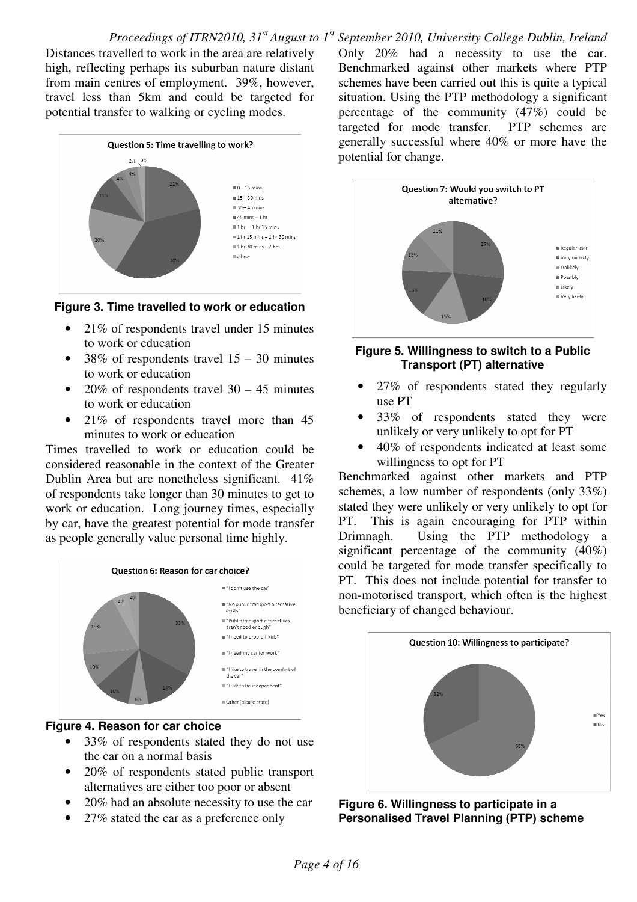Distances travelled to work in the area are relatively high, reflecting perhaps its suburban nature distant from main centres of employment. 39%, however, travel less than 5km and could be targeted for potential transfer to walking or cycling modes.

**Figure 3. Time travelled to work or education**

- 21% of respondents travel under 15 minutes to work or education
- 38% of respondents travel 15 – 30 minutes to work or education
- 20% of respondents travel 30 – 45 minutes to work or education
- 21% of respondents travel more than 45 minutes to work or education

Times travelled to work or education could be considered reasonable in the context of the Greater Dublin Area but are nonetheless significant. 41% of respondents take longer than 30 minutes to get to work or education. Long journey times, especially by car, have the greatest potential for mode transfer as people generally value personal time highly.

**Figure 4. Reason for car choice**

- 33% of respondents stated they do not use the car on a normal basis
- 20% of respondents stated public transport alternatives are either too poor or absent
- 20% had an absolute necessity to use the car
- 27% stated the car as a preference only

Only 20% had a necessity to use the car. Benchmarked against other markets where PTP schemes have been carried out this is quite a typical situation. Using the PTP methodology a significant percentage of the community (47%) could be targeted for mode transfer. PTP schemes are generally successful where 40% or more have the potential for change.

**Figure 5. Willingness to switch to a Public Transport (PT) alternative**

- 27% of respondents stated they regularly use PT
- 33% of respondents stated they were unlikely or very unlikely to opt for PT
- 40% of respondents indicated at least some willingness to opt for PT

Benchmarked against other markets and PTP schemes, a low number of respondents (only 33%) stated they were unlikely or very unlikely to opt for PT. This is again encouraging for PTP within Drimnagh. Using the PTP methodology a significant percentage of the community (40%) could be targeted for mode transfer specifically to PT. This does not include potential for transfer to non-motorised transport, which often is the highest beneficiary of changed behaviour.

**Figure 6. Willingness to participate in a Personalised Travel Planning (PTP) scheme**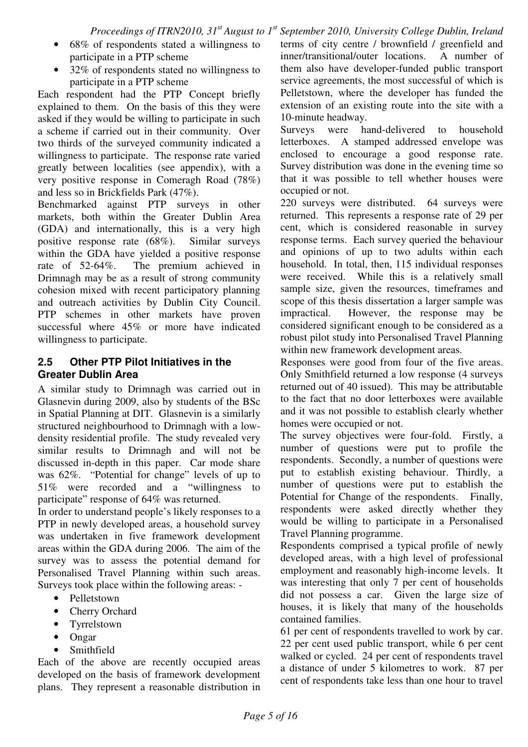- 68% of respondents stated a willingness to participate in a PTP scheme
- 32% of respondents stated no willingness to participate in a PTP scheme

Each respondent had the PTP Concept briefly explained to them. On the basis of this they were asked if they would be willing to participate in such a scheme if carried out in their community. Over two thirds of the surveyed community indicated a willingness to participate. The response rate varied greatly between localities (see appendix), with a very positive response in Comeragh Road (78%) and less so in Brickfields Park (47%).

Benchmarked against PTP surveys in other markets, both within the Greater Dublin Area (GDA) and internationally, this is a very high positive response rate (68%). Similar surveys within the GDA have yielded a positive response rate of 52-64%. The premium achieved in Drimnagh may be as a result of strong community cohesion mixed with recent participatory planning and outreach activities by Dublin City Council. PTP schemes in other markets have proven successful where 45% or more have indicated willingness to participate.

## 2.5 Other PTP Pilot Initiatives in the Greater Dublin Area

A similar study to Drimnagh was carried out in Glasnevin during 2009, also by students of the BSc in Spatial Planning at DIT. Glasnevin is a similarly structured neighbourhood to Drimnagh with a low-density residential profile. The study revealed very similar results to Drimnagh and will not be discussed in-depth in this paper. Car mode share was 62%. "Potential for change" levels of up to 51% were recorded and a "willingness to participate" response of 64% was returned.

In order to understand people's likely responses to a PTP in newly developed areas, a household survey was undertaken in five framework development areas within the GDA during 2006. The aim of the survey was to assess the potential demand for Personalised Travel Planning within such areas. Surveys took place within the following areas: -

- Pelletstown
- Cherry Orchard
- Tyrrelstown
- Ongar
- Smithfield

Each of the above are recently occupied areas developed on the basis of framework development plans. They represent a reasonable distribution in terms of city centre / brownfield / greenfield and inner/transitional/outer locations. A number of them also have developer-funded public transport service agreements, the most successful of which is Pelletstown, where the developer has funded the extension of an existing route into the site with a 10-minute headway.

Surveys were hand-delivered to household letterboxes. A stamped addressed envelope was enclosed to encourage a good response rate. Survey distribution was done in the evening time so that it was possible to tell whether houses were occupied or not.

220 surveys were distributed. 64 surveys were returned. This represents a response rate of 29 per cent, which is considered reasonable in survey response terms. Each survey queried the behaviour and opinions of up to two adults within each household. In total, then, 115 individual responses were received. While this is a relatively small sample size, given the resources, timeframes and scope of this thesis dissertation a larger sample was impractical. However, the response may be considered significant enough to be considered as a robust pilot study into Personalised Travel Planning within new framework development areas.

Responses were good from four of the five areas. Only Smithfield returned a low response (4 surveys returned out of 40 issued). This may be attributable to the fact that no door letterboxes were available and it was not possible to establish clearly whether homes were occupied or not.

The survey objectives were four-fold. Firstly, a number of questions were put to profile the respondents. Secondly, a number of questions were put to establish existing behaviour. Thirdly, a number of questions were put to establish the Potential for Change of the respondents. Finally, respondents were asked directly whether they would be willing to participate in a Personalised Travel Planning programme.

Respondents comprised a typical profile of newly developed areas, with a high level of professional employment and reasonably high-income levels. It was interesting that only 7 per cent of households did not possess a car. Given the large size of houses, it is likely that many of the households contained families.

61 per cent of respondents travelled to work by car. 22 per cent used public transport, while 6 per cent walked or cycled. 24 per cent of respondents travel a distance of under 5 kilometres to work. 87 per cent of respondents take less than one hour to travel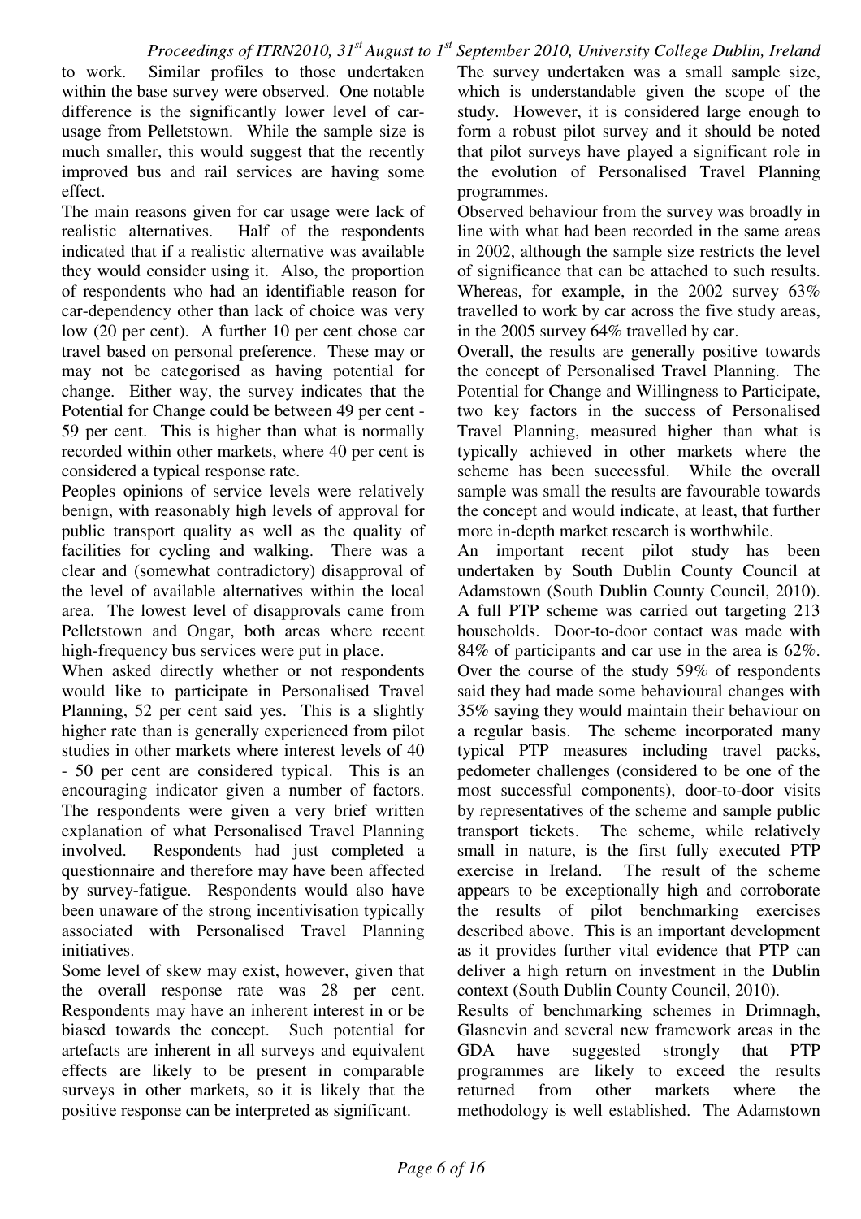to work. Similar profiles to those undertaken within the base survey were observed. One notable difference is the significantly lower level of car-usage from Pelletstown. While the sample size is much smaller, this would suggest that the recently improved bus and rail services are having some effect.

The main reasons given for car usage were lack of realistic alternatives. Half of the respondents indicated that if a realistic alternative was available they would consider using it. Also, the proportion of respondents who had an identifiable reason for car-dependency other than lack of choice was very low (20 per cent). A further 10 per cent chose car travel based on personal preference. These may or may not be categorised as having potential for change. Either way, the survey indicates that the Potential for Change could be between 49 per cent - 59 per cent. This is higher than what is normally recorded within other markets, where 40 per cent is considered a typical response rate.

Peoples opinions of service levels were relatively benign, with reasonably high levels of approval for public transport quality as well as the quality of facilities for cycling and walking. There was a clear and (somewhat contradictory) disapproval of the level of available alternatives within the local area. The lowest level of disapprovals came from Pelletstown and Ongar, both areas where recent high-frequency bus services were put in place.

When asked directly whether or not respondents would like to participate in Personalised Travel Planning, 52 per cent said yes. This is a slightly higher rate than is generally experienced from pilot studies in other markets where interest levels of 40 - 50 per cent are considered typical. This is an encouraging indicator given a number of factors. The respondents were given a very brief written explanation of what Personalised Travel Planning involved. Respondents had just completed a questionnaire and therefore may have been affected by survey-fatigue. Respondents would also have been unaware of the strong incentivisation typically associated with Personalised Travel Planning initiatives.

Some level of skew may exist, however, given that the overall response rate was 28 per cent. Respondents may have an inherent interest in or be biased towards the concept. Such potential for artefacts are inherent in all surveys and equivalent effects are likely to be present in comparable surveys in other markets, so it is likely that the positive response can be interpreted as significant.

The survey undertaken was a small sample size, which is understandable given the scope of the study. However, it is considered large enough to form a robust pilot survey and it should be noted that pilot surveys have played a significant role in the evolution of Personalised Travel Planning programmes.

Observed behaviour from the survey was broadly in line with what had been recorded in the same areas in 2002, although the sample size restricts the level of significance that can be attached to such results. Whereas, for example, in the 2002 survey 63% travelled to work by car across the five study areas, in the 2005 survey 64% travelled by car.

Overall, the results are generally positive towards the concept of Personalised Travel Planning. The Potential for Change and Willingness to Participate, two key factors in the success of Personalised Travel Planning, measured higher than what is typically achieved in other markets where the scheme has been successful. While the overall sample was small the results are favourable towards the concept and would indicate, at least, that further more in-depth market research is worthwhile.

An important recent pilot study has been undertaken by South Dublin County Council at Adamstown (South Dublin County Council, 2010). A full PTP scheme was carried out targeting 213 households. Door-to-door contact was made with 84% of participants and car use in the area is 62%. Over the course of the study 59% of respondents said they had made some behavioural changes with 35% saying they would maintain their behaviour on a regular basis. The scheme incorporated many typical PTP measures including travel packs, pedometer challenges (considered to be one of the most successful components), door-to-door visits by representatives of the scheme and sample public transport tickets. The scheme, while relatively small in nature, is the first fully executed PTP exercise in Ireland. The result of the scheme appears to be exceptionally high and corroborate the results of pilot benchmarking exercises described above. This is an important development as it provides further vital evidence that PTP can deliver a high return on investment in the Dublin context (South Dublin County Council, 2010).

Results of benchmarking schemes in Drimnagh, Glasnevin and several new framework areas in the GDA have suggested strongly that PTP programmes are likely to exceed the results returned from other markets where the methodology is well established. The Adamstown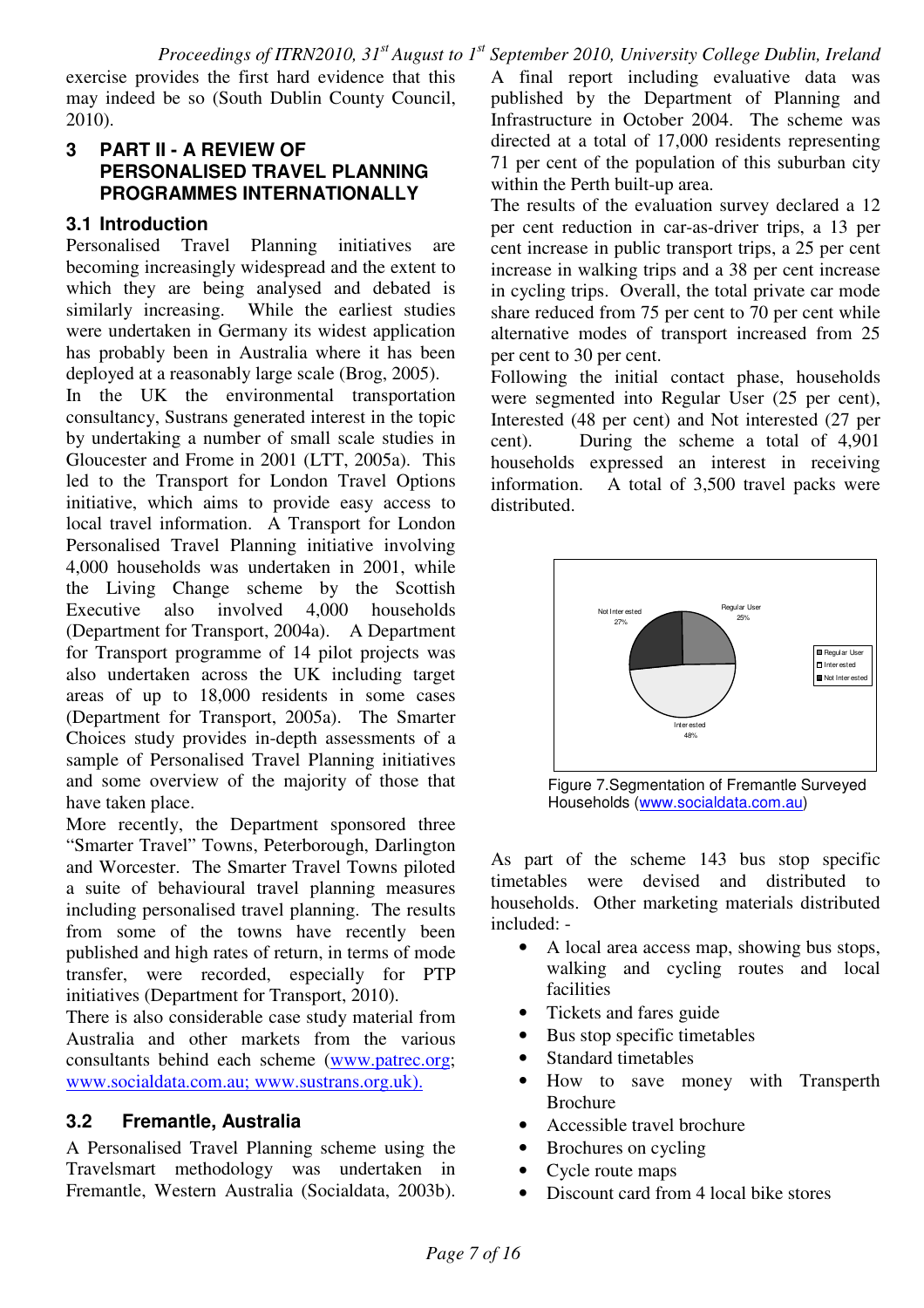exercise provides the first hard evidence that this may indeed be so (South Dublin County Council, 2010).

## 3 PART II - A REVIEW OF PERSONALISED TRAVEL PLANNING PROGRAMMES INTERNATIONALLY

### 3.1 Introduction

Personalised Travel Planning initiatives are becoming increasingly widespread and the extent to which they are being analysed and debated is similarly increasing. While the earliest studies were undertaken in Germany its widest application has probably been in Australia where it has been deployed at a reasonably large scale (Brog, 2005).

In the UK the environmental transportation consultancy, Sustrans generated interest in the topic by undertaking a number of small scale studies in Gloucester and Frome in 2001 (LTT, 2005a). This led to the Transport for London Travel Options initiative, which aims to provide easy access to local travel information. A Transport for London Personalised Travel Planning initiative involving 4,000 households was undertaken in 2001, while the Living Change scheme by the Scottish Executive also involved 4,000 households (Department for Transport, 2004a). A Department for Transport programme of 14 pilot projects was also undertaken across the UK including target areas of up to 18,000 residents in some cases (Department for Transport, 2005a). The Smarter Choices study provides in-depth assessments of a sample of Personalised Travel Planning initiatives and some overview of the majority of those that have taken place.

More recently, the Department sponsored three "Smarter Travel" Towns, Peterborough, Darlington and Worcester. The Smarter Travel Towns piloted a suite of behavioural travel planning measures including personalised travel planning. The results from some of the towns have recently been published and high rates of return, in terms of mode transfer, were recorded, especially for PTP initiatives (Department for Transport, 2010).

There is also considerable case study material from Australia and other markets from the various consultants behind each scheme (www.patrec.org; www.socialdata.com.au; www.sustrans.org.uk).

### 3.2 Fremantle, Australia

A Personalised Travel Planning scheme using the Travelsmart methodology was undertaken in Fremantle, Western Australia (Socialdata, 2003b). A final report including evaluative data was published by the Department of Planning and Infrastructure in October 2004. The scheme was directed at a total of 17,000 residents representing 71 per cent of the population of this suburban city within the Perth built-up area.

The results of the evaluation survey declared a 12 per cent reduction in car-as-driver trips, a 13 per cent increase in public transport trips, a 25 per cent increase in walking trips and a 38 per cent increase in cycling trips. Overall, the total private car mode share reduced from 75 per cent to 70 per cent while alternative modes of transport increased from 25 per cent to 30 per cent.

Following the initial contact phase, households were segmented into Regular User (25 per cent), Interested (48 per cent) and Not interested (27 per cent). During the scheme a total of 4,901 households expressed an interest in receiving information. A total of 3,500 travel packs were distributed.

Figure 7.Segmentation of Fremantle Surveyed Households (www.socialdata.com.au)

As part of the scheme 143 bus stop specific timetables were devised and distributed to households. Other marketing materials distributed included: -

- A local area access map, showing bus stops, walking and cycling routes and local facilities
- Tickets and fares guide
- Bus stop specific timetables
- Standard timetables
- How to save money with Transperth Brochure
- Accessible travel brochure
- Brochures on cycling
- Cycle route maps
- Discount card from 4 local bike stores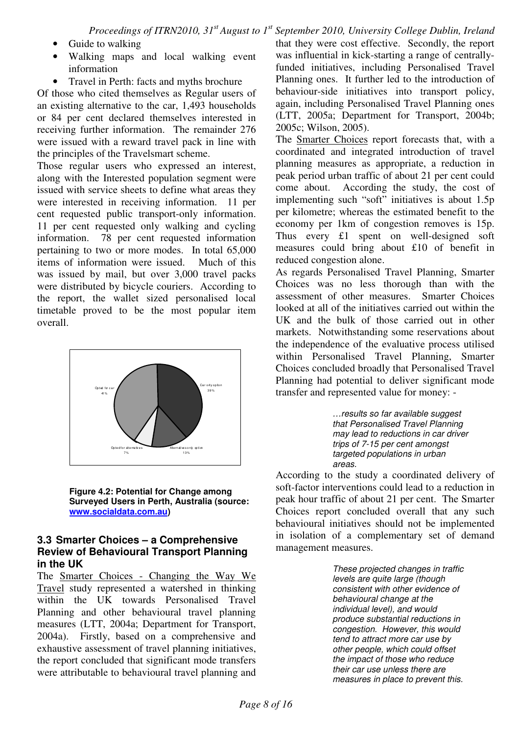- Guide to walking
- Walking maps and local walking event information
- Travel in Perth: facts and myths brochure

Of those who cited themselves as Regular users of an existing alternative to the car, 1,493 households or 84 per cent declared themselves interested in receiving further information. The remainder 276 were issued with a reward travel pack in line with the principles of the Travelsmart scheme.

Those regular users who expressed an interest, along with the Interested population segment were issued with service sheets to define what areas they were interested in receiving information. 11 per cent requested public transport-only information. 11 per cent requested only walking and cycling information. 78 per cent requested information pertaining to two or more modes. In total 65,000 items of information were issued. Much of this was issued by mail, but over 3,000 travel packs were distributed by bicycle couriers. According to the report, the wallet sized personalised local timetable proved to be the most popular item overall.

**Figure 4.2: Potential for Change among Surveyed Users in Perth, Australia (source: www.socialdata.com.au)**

## 3.3 Smarter Choices – a Comprehensive Review of Behavioural Transport Planning in the UK

The Smarter Choices - Changing the Way We Travel study represented a watershed in thinking within the UK towards Personalised Travel Planning and other behavioural travel planning measures (LTT, 2004a; Department for Transport, 2004a). Firstly, based on a comprehensive and exhaustive assessment of travel planning initiatives, the report concluded that significant mode transfers were attributable to behavioural travel planning and that they were cost effective. Secondly, the report was influential in kick-starting a range of centrally-funded initiatives, including Personalised Travel Planning ones. It further led to the introduction of behaviour-side initiatives into transport policy, again, including Personalised Travel Planning ones (LTT, 2005a; Department for Transport, 2004b; 2005c; Wilson, 2005).

The Smarter Choices report forecasts that, with a coordinated and integrated introduction of travel planning measures as appropriate, a reduction in peak period urban traffic of about 21 per cent could come about. According the study, the cost of implementing such "soft" initiatives is about 1.5p per kilometre; whereas the estimated benefit to the economy per 1km of congestion removes is 15p. Thus every £1 spent on well-designed soft measures could bring about £10 of benefit in reduced congestion alone.

As regards Personalised Travel Planning, Smarter Choices was no less thorough than with the assessment of other measures. Smarter Choices looked at all of the initiatives carried out within the UK and the bulk of those carried out in other markets. Notwithstanding some reservations about the independence of the evaluative process utilised within Personalised Travel Planning, Smarter Choices concluded broadly that Personalised Travel Planning had potential to deliver significant mode transfer and represented value for money: -

> *…results so far available suggest that Personalised Travel Planning may lead to reductions in car driver trips of 7-15 per cent amongst targeted populations in urban areas.*

According to the study a coordinated delivery of soft-factor interventions could lead to a reduction in peak hour traffic of about 21 per cent. The Smarter Choices report concluded overall that any such behavioural initiatives should not be implemented in isolation of a complementary set of demand management measures.

> *These projected changes in traffic levels are quite large (though consistent with other evidence of behavioural change at the individual level), and would produce substantial reductions in congestion. However, this would tend to attract more car use by other people, which could offset the impact of those who reduce their car use unless there are measures in place to prevent this.*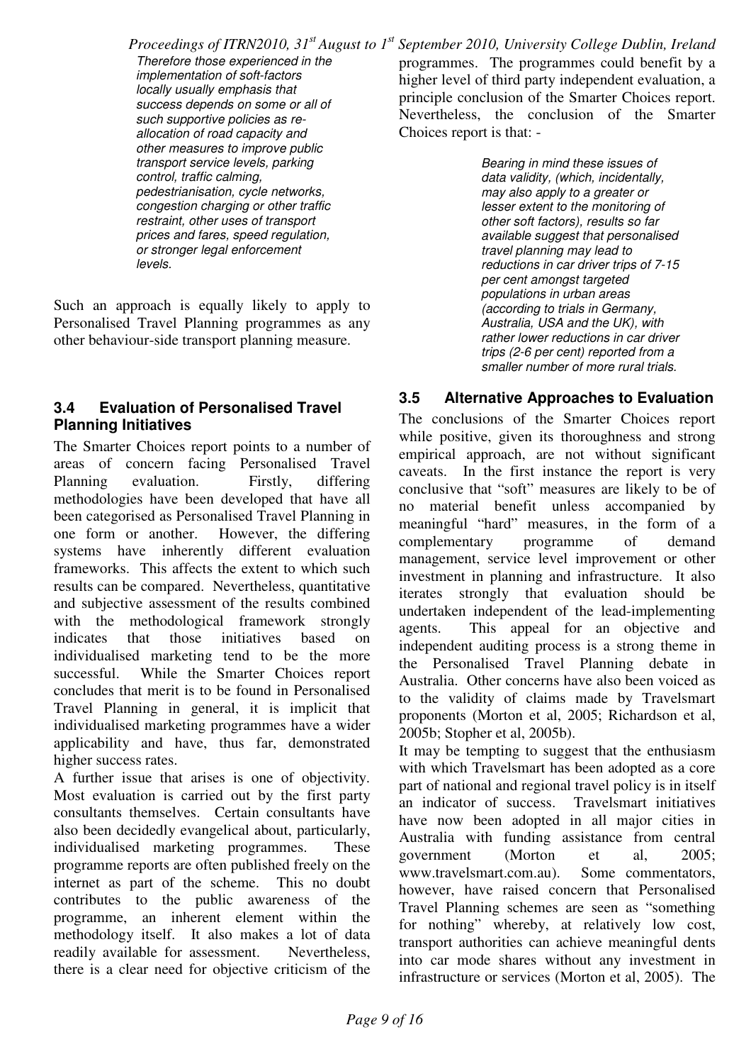> *Therefore those experienced in the implementation of soft-factors locally usually emphasis that success depends on some or all of such supportive policies as re-allocation of road capacity and other measures to improve public transport service levels, parking control, traffic calming, pedestrianisation, cycle networks, congestion charging or other traffic restraint, other uses of transport prices and fares, speed regulation, or stronger legal enforcement levels.*

Such an approach is equally likely to apply to Personalised Travel Planning programmes as any other behaviour-side transport planning measure.

### 3.4 Evaluation of Personalised Travel Planning Initiatives

The Smarter Choices report points to a number of areas of concern facing Personalised Travel Planning evaluation. Firstly, differing methodologies have been developed that have all been categorised as Personalised Travel Planning in one form or another. However, the differing systems have inherently different evaluation frameworks. This affects the extent to which such results can be compared. Nevertheless, quantitative and subjective assessment of the results combined with the methodological framework strongly indicates that those initiatives based on individualised marketing tend to be the more successful. While the Smarter Choices report concludes that merit is to be found in Personalised Travel Planning in general, it is implicit that individualised marketing programmes have a wider applicability and have, thus far, demonstrated higher success rates.

A further issue that arises is one of objectivity. Most evaluation is carried out by the first party consultants themselves. Certain consultants have also been decidedly evangelical about, particularly, individualised marketing programmes. These programme reports are often published freely on the internet as part of the scheme. This no doubt contributes to the public awareness of the programme, an inherent element within the methodology itself. It also makes a lot of data readily available for assessment. Nevertheless, there is a clear need for objective criticism of the programmes. The programmes could benefit by a higher level of third party independent evaluation, a principle conclusion of the Smarter Choices report. Nevertheless, the conclusion of the Smarter Choices report is that: -

> *Bearing in mind these issues of data validity, (which, incidentally, may also apply to a greater or lesser extent to the monitoring of other soft factors), results so far available suggest that personalised travel planning may lead to reductions in car driver trips of 7-15 per cent amongst targeted populations in urban areas (according to trials in Germany, Australia, USA and the UK), with rather lower reductions in car driver trips (2-6 per cent) reported from a smaller number of more rural trials.*

### 3.5 Alternative Approaches to Evaluation

The conclusions of the Smarter Choices report while positive, given its thoroughness and strong empirical approach, are not without significant caveats. In the first instance the report is very conclusive that "soft" measures are likely to be of no material benefit unless accompanied by meaningful "hard" measures, in the form of a complementary programme of demand management, service level improvement or other investment in planning and infrastructure. It also iterates strongly that evaluation should be undertaken independent of the lead-implementing agents. This appeal for an objective and independent auditing process is a strong theme in the Personalised Travel Planning debate in Australia. Other concerns have also been voiced as to the validity of claims made by Travelsmart proponents (Morton et al, 2005; Richardson et al, 2005b; Stopher et al, 2005b).

It may be tempting to suggest that the enthusiasm with which Travelsmart has been adopted as a core part of national and regional travel policy is in itself an indicator of success. Travelsmart initiatives have now been adopted in all major cities in Australia with funding assistance from central government (Morton et al, 2005; www.travelsmart.com.au). Some commentators, however, have raised concern that Personalised Travel Planning schemes are seen as "something for nothing" whereby, at relatively low cost, transport authorities can achieve meaningful dents into car mode shares without any investment in infrastructure or services (Morton et al, 2005). The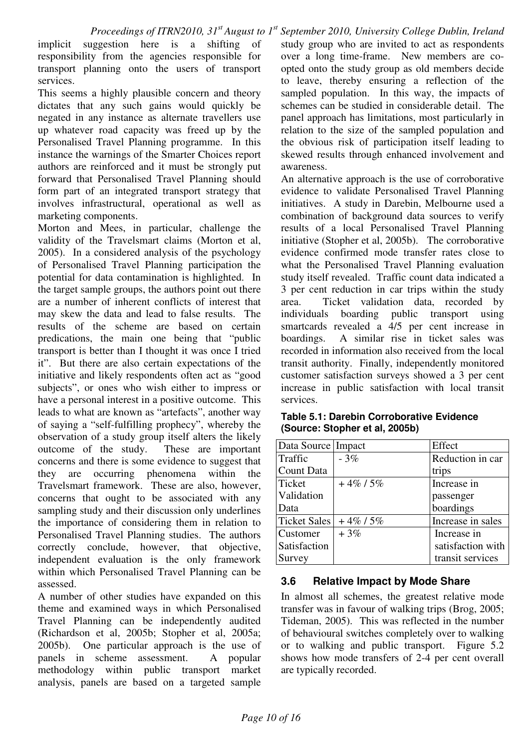implicit suggestion here is a shifting of responsibility from the agencies responsible for transport planning onto the users of transport services.

This seems a highly plausible concern and theory dictates that any such gains would quickly be negated in any instance as alternate travellers use up whatever road capacity was freed up by the Personalised Travel Planning programme. In this instance the warnings of the Smarter Choices report authors are reinforced and it must be strongly put forward that Personalised Travel Planning should form part of an integrated transport strategy that involves infrastructural, operational as well as marketing components.

Morton and Mees, in particular, challenge the validity of the Travelsmart claims (Morton et al, 2005). In a considered analysis of the psychology of Personalised Travel Planning participation the potential for data contamination is highlighted. In the target sample groups, the authors point out there are a number of inherent conflicts of interest that may skew the data and lead to false results. The results of the scheme are based on certain predications, the main one being that "public transport is better than I thought it was once I tried it". But there are also certain expectations of the initiative and likely respondents often act as "good subjects", or ones who wish either to impress or have a personal interest in a positive outcome. This leads to what are known as "artefacts", another way of saying a "self-fulfilling prophecy", whereby the observation of a study group itself alters the likely outcome of the study. These are important concerns and there is some evidence to suggest that they are occurring phenomena within the Travelsmart framework. These are also, however, concerns that ought to be associated with any sampling study and their discussion only underlines the importance of considering them in relation to Personalised Travel Planning studies. The authors correctly conclude, however, that objective, independent evaluation is the only framework within which Personalised Travel Planning can be assessed.

A number of other studies have expanded on this theme and examined ways in which Personalised Travel Planning can be independently audited (Richardson et al, 2005b; Stopher et al, 2005a; 2005b). One particular approach is the use of panels in scheme assessment. A popular methodology within public transport market analysis, panels are based on a targeted sample study group who are invited to act as respondents over a long time-frame. New members are co-opted onto the study group as old members decide to leave, thereby ensuring a reflection of the sampled population. In this way, the impacts of schemes can be studied in considerable detail. The panel approach has limitations, most particularly in relation to the size of the sampled population and the obvious risk of participation itself leading to skewed results through enhanced involvement and awareness.

An alternative approach is the use of corroborative evidence to validate Personalised Travel Planning initiatives. A study in Darebin, Melbourne used a combination of background data sources to verify results of a local Personalised Travel Planning initiative (Stopher et al, 2005b). The corroborative evidence confirmed mode transfer rates close to what the Personalised Travel Planning evaluation study itself revealed. Traffic count data indicated a 3 per cent reduction in car trips within the study area. Ticket validation data, recorded by individuals boarding public transport using smartcards revealed a 4/5 per cent increase in boardings. A similar rise in ticket sales was recorded in information also received from the local transit authority. Finally, independently monitored customer satisfaction surveys showed a 3 per cent increase in public satisfaction with local transit services.

**Table 5.1: Darebin Corroborative Evidence (Source: Stopher et al, 2005b)**

| Data Source | Impact | Effect |
|---|---|---|
| Traffic Count Data | - 3% | Reduction in car trips |
| Ticket Validation Data | + 4% / 5% | Increase in passenger boardings |
| Ticket Sales | + 4% / 5% | Increase in sales |
| Customer Satisfaction Survey | + 3% | Increase in satisfaction with transit services |

### 3.6 Relative Impact by Mode Share

In almost all schemes, the greatest relative mode transfer was in favour of walking trips (Brog, 2005; Tideman, 2005). This was reflected in the number of behavioural switches completely over to walking or to walking and public transport. Figure 5.2 shows how mode transfers of 2-4 per cent overall are typically recorded.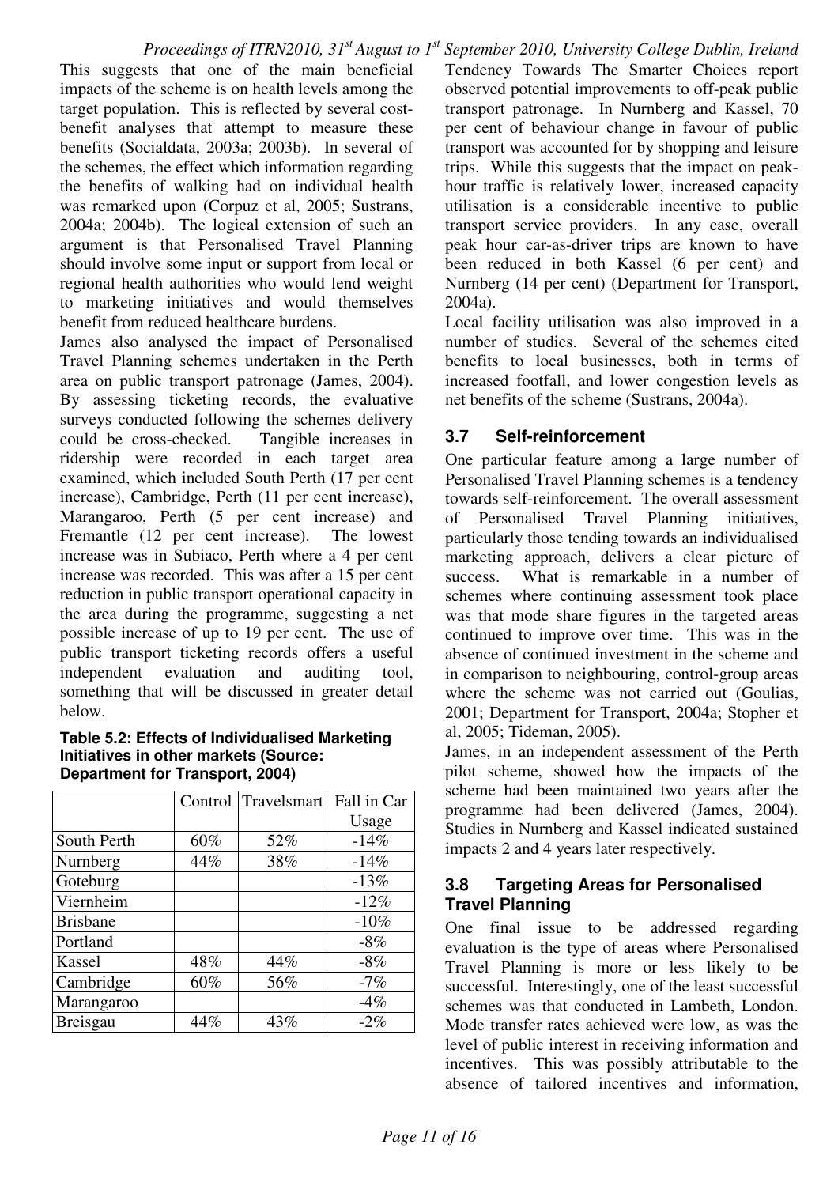This suggests that one of the main beneficial impacts of the scheme is on health levels among the target population. This is reflected by several cost-benefit analyses that attempt to measure these benefits (Socialdata, 2003a; 2003b). In several of the schemes, the effect which information regarding the benefits of walking had on individual health was remarked upon (Corpuz et al, 2005; Sustrans, 2004a; 2004b). The logical extension of such an argument is that Personalised Travel Planning should involve some input or support from local or regional health authorities who would lend weight to marketing initiatives and would themselves benefit from reduced healthcare burdens.

James also analysed the impact of Personalised Travel Planning schemes undertaken in the Perth area on public transport patronage (James, 2004). By assessing ticketing records, the evaluative surveys conducted following the schemes delivery could be cross-checked. Tangible increases in ridership were recorded in each target area examined, which included South Perth (17 per cent increase), Cambridge, Perth (11 per cent increase), Marangaroo, Perth (5 per cent increase) and Fremantle (12 per cent increase). The lowest increase was in Subiaco, Perth where a 4 per cent increase was recorded. This was after a 15 per cent reduction in public transport operational capacity in the area during the programme, suggesting a net possible increase of up to 19 per cent. The use of public transport ticketing records offers a useful independent evaluation and auditing tool, something that will be discussed in greater detail below.

**Table 5.2: Effects of Individualised Marketing Initiatives in other markets (Source: Department for Transport, 2004)**

| | Control | Travelsmart | Fall in Car Usage |
|---|---|---|---|
| South Perth | 60% | 52% | -14% |
| Nurnberg | 44% | 38% | -14% |
| Goteburg | | | -13% |
| Viernheim | | | -12% |
| Brisbane | | | -10% |
| Portland | | | -8% |
| Kassel | 48% | 44% | -8% |
| Cambridge | 60% | 56% | -7% |
| Marangaroo | | | -4% |
| Breisgau | 44% | 43% | -2% |

Tendency Towards The Smarter Choices report observed potential improvements to off-peak public transport patronage. In Nurnberg and Kassel, 70 per cent of behaviour change in favour of public transport was accounted for by shopping and leisure trips. While this suggests that the impact on peak-hour traffic is relatively lower, increased capacity utilisation is a considerable incentive to public transport service providers. In any case, overall peak hour car-as-driver trips are known to have been reduced in both Kassel (6 per cent) and Nurnberg (14 per cent) (Department for Transport, 2004a).

Local facility utilisation was also improved in a number of studies. Several of the schemes cited benefits to local businesses, both in terms of increased footfall, and lower congestion levels as net benefits of the scheme (Sustrans, 2004a).

### 3.7 Self-reinforcement

One particular feature among a large number of Personalised Travel Planning schemes is a tendency towards self-reinforcement. The overall assessment of Personalised Travel Planning initiatives, particularly those tending towards an individualised marketing approach, delivers a clear picture of success. What is remarkable in a number of schemes where continuing assessment took place was that mode share figures in the targeted areas continued to improve over time. This was in the absence of continued investment in the scheme and in comparison to neighbouring, control-group areas where the scheme was not carried out (Goulias, 2001; Department for Transport, 2004a; Stopher et al, 2005; Tideman, 2005).

James, in an independent assessment of the Perth pilot scheme, showed how the impacts of the scheme had been maintained two years after the programme had been delivered (James, 2004). Studies in Nurnberg and Kassel indicated sustained impacts 2 and 4 years later respectively.

### 3.8 Targeting Areas for Personalised Travel Planning

One final issue to be addressed regarding evaluation is the type of areas where Personalised Travel Planning is more or less likely to be successful. Interestingly, one of the least successful schemes was that conducted in Lambeth, London. Mode transfer rates achieved were low, as was the level of public interest in receiving information and incentives. This was possibly attributable to the absence of tailored incentives and information,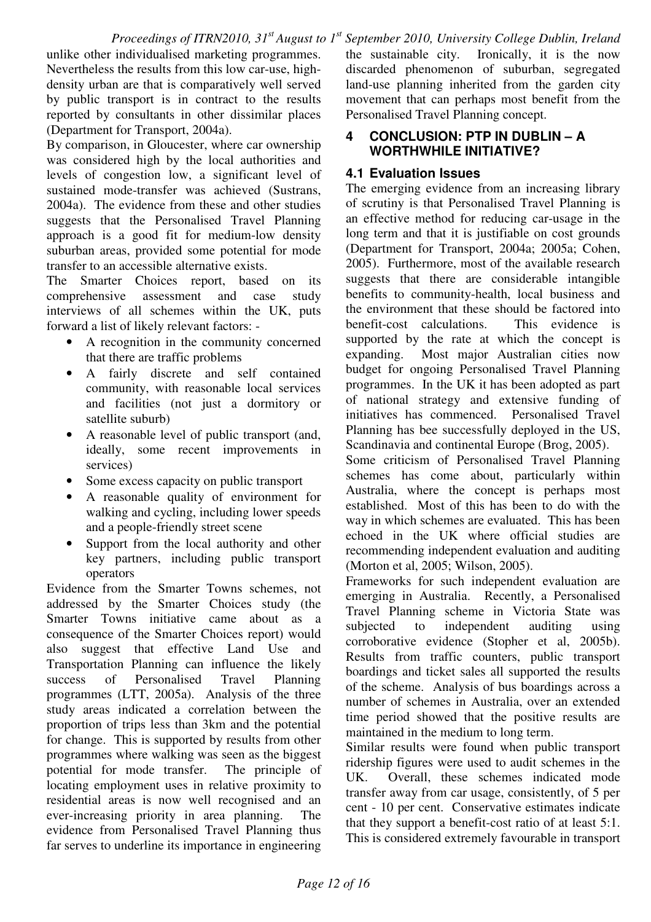unlike other individualised marketing programmes. Nevertheless the results from this low car-use, high-density urban are that is comparatively well served by public transport is in contract to the results reported by consultants in other dissimilar places (Department for Transport, 2004a).

By comparison, in Gloucester, where car ownership was considered high by the local authorities and levels of congestion low, a significant level of sustained mode-transfer was achieved (Sustrans, 2004a). The evidence from these and other studies suggests that the Personalised Travel Planning approach is a good fit for medium-low density suburban areas, provided some potential for mode transfer to an accessible alternative exists.

The Smarter Choices report, based on its comprehensive assessment and case study interviews of all schemes within the UK, puts forward a list of likely relevant factors: -

- A recognition in the community concerned that there are traffic problems
- A fairly discrete and self contained community, with reasonable local services and facilities (not just a dormitory or satellite suburb)
- A reasonable level of public transport (and, ideally, some recent improvements in services)
- Some excess capacity on public transport
- A reasonable quality of environment for walking and cycling, including lower speeds and a people-friendly street scene
- Support from the local authority and other key partners, including public transport operators

Evidence from the Smarter Towns schemes, not addressed by the Smarter Choices study (the Smarter Towns initiative came about as a consequence of the Smarter Choices report) would also suggest that effective Land Use and Transportation Planning can influence the likely success of Personalised Travel Planning programmes (LTT, 2005a). Analysis of the three study areas indicated a correlation between the proportion of trips less than 3km and the potential for change. This is supported by results from other programmes where walking was seen as the biggest potential for mode transfer. The principle of locating employment uses in relative proximity to residential areas is now well recognised and an ever-increasing priority in area planning. The evidence from Personalised Travel Planning thus far serves to underline its importance in engineering the sustainable city. Ironically, it is the now discarded phenomenon of suburban, segregated land-use planning inherited from the garden city movement that can perhaps most benefit from the Personalised Travel Planning concept.

## 4 CONCLUSION: PTP IN DUBLIN – A WORTHWHILE INITIATIVE?

### 4.1 Evaluation Issues

The emerging evidence from an increasing library of scrutiny is that Personalised Travel Planning is an effective method for reducing car-usage in the long term and that it is justifiable on cost grounds (Department for Transport, 2004a; 2005a; Cohen, 2005). Furthermore, most of the available research suggests that there are considerable intangible benefits to community-health, local business and the environment that these should be factored into benefit-cost calculations. This evidence is supported by the rate at which the concept is expanding. Most major Australian cities now budget for ongoing Personalised Travel Planning programmes. In the UK it has been adopted as part of national strategy and extensive funding of initiatives has commenced. Personalised Travel Planning has bee successfully deployed in the US, Scandinavia and continental Europe (Brog, 2005).

Some criticism of Personalised Travel Planning schemes has come about, particularly within Australia, where the concept is perhaps most established. Most of this has been to do with the way in which schemes are evaluated. This has been echoed in the UK where official studies are recommending independent evaluation and auditing (Morton et al, 2005; Wilson, 2005).

Frameworks for such independent evaluation are emerging in Australia. Recently, a Personalised Travel Planning scheme in Victoria State was subjected to independent auditing using corroborative evidence (Stopher et al, 2005b). Results from traffic counters, public transport boardings and ticket sales all supported the results of the scheme. Analysis of bus boardings across a number of schemes in Australia, over an extended time period showed that the positive results are maintained in the medium to long term.

Similar results were found when public transport ridership figures were used to audit schemes in the UK. Overall, these schemes indicated mode transfer away from car usage, consistently, of 5 per cent - 10 per cent. Conservative estimates indicate that they support a benefit-cost ratio of at least 5:1. This is considered extremely favourable in transport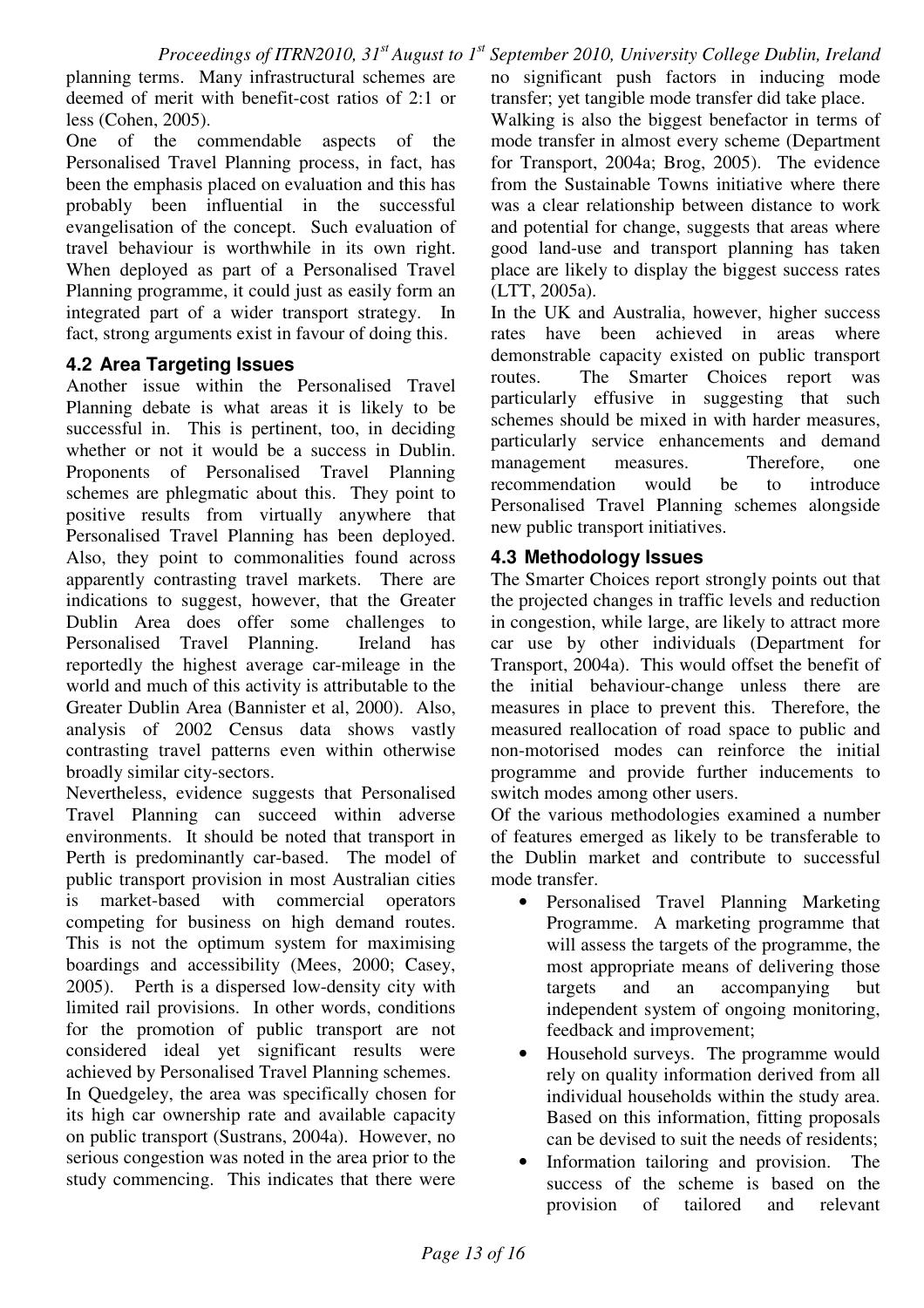planning terms. Many infrastructural schemes are deemed of merit with benefit-cost ratios of 2:1 or less (Cohen, 2005).

One of the commendable aspects of the Personalised Travel Planning process, in fact, has been the emphasis placed on evaluation and this has probably been influential in the successful evangelisation of the concept. Such evaluation of travel behaviour is worthwhile in its own right. When deployed as part of a Personalised Travel Planning programme, it could just as easily form an integrated part of a wider transport strategy. In fact, strong arguments exist in favour of doing this.

### 4.2 Area Targeting Issues

Another issue within the Personalised Travel Planning debate is what areas it is likely to be successful in. This is pertinent, too, in deciding whether or not it would be a success in Dublin. Proponents of Personalised Travel Planning schemes are phlegmatic about this. They point to positive results from virtually anywhere that Personalised Travel Planning has been deployed. Also, they point to commonalities found across apparently contrasting travel markets. There are indications to suggest, however, that the Greater Dublin Area does offer some challenges to Personalised Travel Planning. Ireland has reportedly the highest average car-mileage in the world and much of this activity is attributable to the Greater Dublin Area (Bannister et al, 2000). Also, analysis of 2002 Census data shows vastly contrasting travel patterns even within otherwise broadly similar city-sectors.

Nevertheless, evidence suggests that Personalised Travel Planning can succeed within adverse environments. It should be noted that transport in Perth is predominantly car-based. The model of public transport provision in most Australian cities is market-based with commercial operators competing for business on high demand routes. This is not the optimum system for maximising boardings and accessibility (Mees, 2000; Casey, 2005). Perth is a dispersed low-density city with limited rail provisions. In other words, conditions for the promotion of public transport are not considered ideal yet significant results were achieved by Personalised Travel Planning schemes.

In Quedgeley, the area was specifically chosen for its high car ownership rate and available capacity on public transport (Sustrans, 2004a). However, no serious congestion was noted in the area prior to the study commencing. This indicates that there were no significant push factors in inducing mode transfer; yet tangible mode transfer did take place.

Walking is also the biggest benefactor in terms of mode transfer in almost every scheme (Department for Transport, 2004a; Brog, 2005). The evidence from the Sustainable Towns initiative where there was a clear relationship between distance to work and potential for change, suggests that areas where good land-use and transport planning has taken place are likely to display the biggest success rates (LTT, 2005a).

In the UK and Australia, however, higher success rates have been achieved in areas where demonstrable capacity existed on public transport routes. The Smarter Choices report was particularly effusive in suggesting that such schemes should be mixed in with harder measures, particularly service enhancements and demand management measures. Therefore, one recommendation would be to introduce Personalised Travel Planning schemes alongside new public transport initiatives.

### 4.3 Methodology Issues

The Smarter Choices report strongly points out that the projected changes in traffic levels and reduction in congestion, while large, are likely to attract more car use by other individuals (Department for Transport, 2004a). This would offset the benefit of the initial behaviour-change unless there are measures in place to prevent this. Therefore, the measured reallocation of road space to public and non-motorised modes can reinforce the initial programme and provide further inducements to switch modes among other users.

Of the various methodologies examined a number of features emerged as likely to be transferable to the Dublin market and contribute to successful mode transfer.

- Personalised Travel Planning Marketing Programme. A marketing programme that will assess the targets of the programme, the most appropriate means of delivering those targets and an accompanying but independent system of ongoing monitoring, feedback and improvement;
- Household surveys. The programme would rely on quality information derived from all individual households within the study area. Based on this information, fitting proposals can be devised to suit the needs of residents;
- Information tailoring and provision. The success of the scheme is based on the provision of tailored and relevant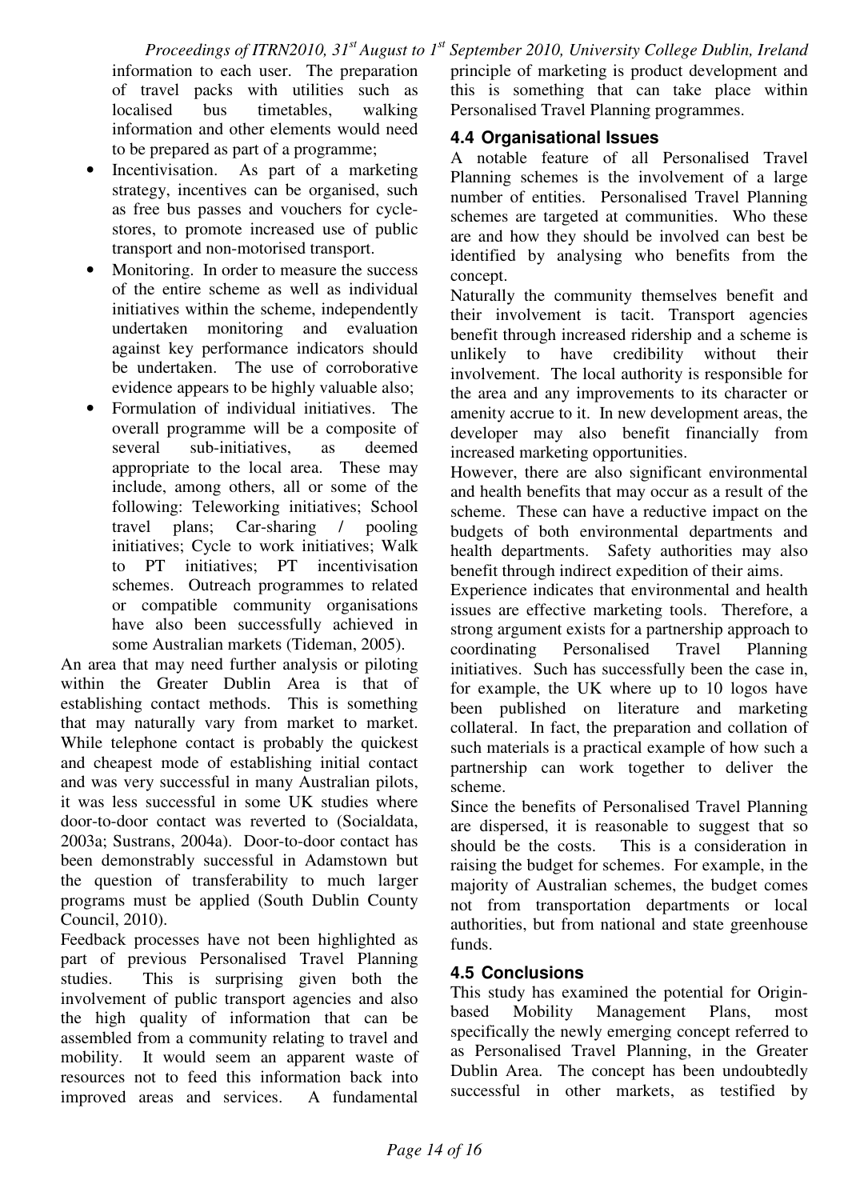information to each user. The preparation of travel packs with utilities such as localised bus timetables, walking information and other elements would need to be prepared as part of a programme;

- Incentivisation. As part of a marketing strategy, incentives can be organised, such as free bus passes and vouchers for cycle-stores, to promote increased use of public transport and non-motorised transport.
- Monitoring. In order to measure the success of the entire scheme as well as individual initiatives within the scheme, independently undertaken monitoring and evaluation against key performance indicators should be undertaken. The use of corroborative evidence appears to be highly valuable also;
- Formulation of individual initiatives. The overall programme will be a composite of several sub-initiatives, as deemed appropriate to the local area. These may include, among others, all or some of the following: Teleworking initiatives; School travel plans; Car-sharing / pooling initiatives; Cycle to work initiatives; Walk to PT initiatives; PT incentivisation schemes. Outreach programmes to related or compatible community organisations have also been successfully achieved in some Australian markets (Tideman, 2005).

An area that may need further analysis or piloting within the Greater Dublin Area is that of establishing contact methods. This is something that may naturally vary from market to market. While telephone contact is probably the quickest and cheapest mode of establishing initial contact and was very successful in many Australian pilots, it was less successful in some UK studies where door-to-door contact was reverted to (Socialdata, 2003a; Sustrans, 2004a). Door-to-door contact has been demonstrably successful in Adamstown but the question of transferability to much larger programs must be applied (South Dublin County Council, 2010).

Feedback processes have not been highlighted as part of previous Personalised Travel Planning studies. This is surprising given both the involvement of public transport agencies and also the high quality of information that can be assembled from a community relating to travel and mobility. It would seem an apparent waste of resources not to feed this information back into improved areas and services. A fundamental principle of marketing is product development and this is something that can take place within Personalised Travel Planning programmes.

### 4.4 Organisational Issues

A notable feature of all Personalised Travel Planning schemes is the involvement of a large number of entities. Personalised Travel Planning schemes are targeted at communities. Who these are and how they should be involved can best be identified by analysing who benefits from the concept.

Naturally the community themselves benefit and their involvement is tacit. Transport agencies benefit through increased ridership and a scheme is unlikely to have credibility without their involvement. The local authority is responsible for the area and any improvements to its character or amenity accrue to it. In new development areas, the developer may also benefit financially from increased marketing opportunities.

However, there are also significant environmental and health benefits that may occur as a result of the scheme. These can have a reductive impact on the budgets of both environmental departments and health departments. Safety authorities may also benefit through indirect expedition of their aims.

Experience indicates that environmental and health issues are effective marketing tools. Therefore, a strong argument exists for a partnership approach to coordinating Personalised Travel Planning initiatives. Such has successfully been the case in, for example, the UK where up to 10 logos have been published on literature and marketing collateral. In fact, the preparation and collation of such materials is a practical example of how such a partnership can work together to deliver the scheme.

Since the benefits of Personalised Travel Planning are dispersed, it is reasonable to suggest that so should be the costs. This is a consideration in raising the budget for schemes. For example, in the majority of Australian schemes, the budget comes not from transportation departments or local authorities, but from national and state greenhouse funds.

### 4.5 Conclusions

This study has examined the potential for Origin-based Mobility Management Plans, most specifically the newly emerging concept referred to as Personalised Travel Planning, in the Greater Dublin Area. The concept has been undoubtedly successful in other markets, as testified by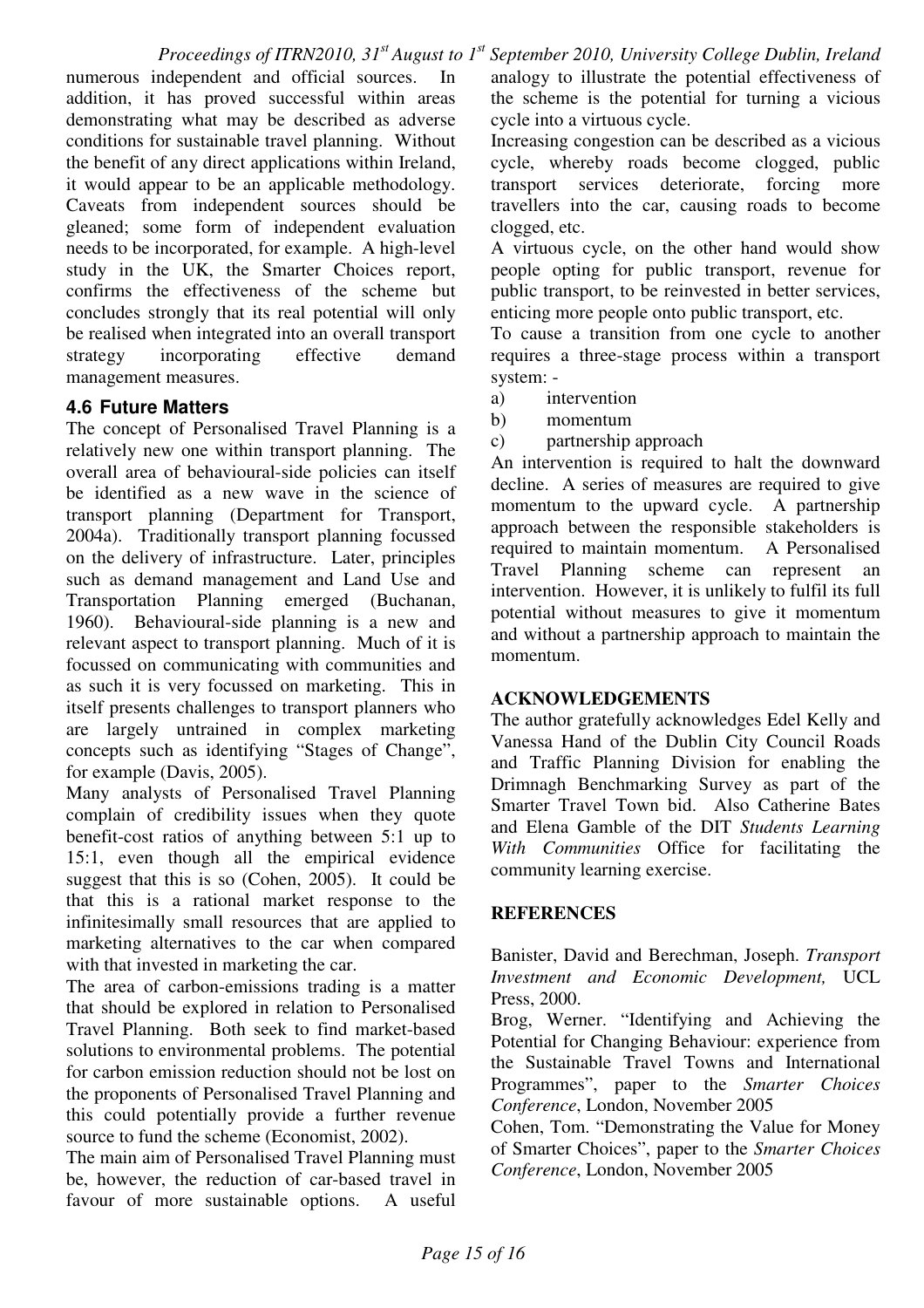numerous independent and official sources. In addition, it has proved successful within areas demonstrating what may be described as adverse conditions for sustainable travel planning. Without the benefit of any direct applications within Ireland, it would appear to be an applicable methodology. Caveats from independent sources should be gleaned; some form of independent evaluation needs to be incorporated, for example. A high-level study in the UK, the Smarter Choices report, confirms the effectiveness of the scheme but concludes strongly that its real potential will only be realised when integrated into an overall transport strategy incorporating effective demand management measures.

### 4.6 Future Matters

The concept of Personalised Travel Planning is a relatively new one within transport planning. The overall area of behavioural-side policies can itself be identified as a new wave in the science of transport planning (Department for Transport, 2004a). Traditionally transport planning focussed on the delivery of infrastructure. Later, principles such as demand management and Land Use and Transportation Planning emerged (Buchanan, 1960). Behavioural-side planning is a new and relevant aspect to transport planning. Much of it is focussed on communicating with communities and as such it is very focussed on marketing. This in itself presents challenges to transport planners who are largely untrained in complex marketing concepts such as identifying "Stages of Change", for example (Davis, 2005).

Many analysts of Personalised Travel Planning complain of credibility issues when they quote benefit-cost ratios of anything between 5:1 up to 15:1, even though all the empirical evidence suggest that this is so (Cohen, 2005). It could be that this is a rational market response to the infinitesimally small resources that are applied to marketing alternatives to the car when compared with that invested in marketing the car.

The area of carbon-emissions trading is a matter that should be explored in relation to Personalised Travel Planning. Both seek to find market-based solutions to environmental problems. The potential for carbon emission reduction should not be lost on the proponents of Personalised Travel Planning and this could potentially provide a further revenue source to fund the scheme (Economist, 2002).

The main aim of Personalised Travel Planning must be, however, the reduction of car-based travel in favour of more sustainable options. A useful analogy to illustrate the potential effectiveness of the scheme is the potential for turning a vicious cycle into a virtuous cycle.

Increasing congestion can be described as a vicious cycle, whereby roads become clogged, public transport services deteriorate, forcing more travellers into the car, causing roads to become clogged, etc.

A virtuous cycle, on the other hand would show people opting for public transport, revenue for public transport, to be reinvested in better services, enticing more people onto public transport, etc.

To cause a transition from one cycle to another requires a three-stage process within a transport system: -

a) intervention
b) momentum
c) partnership approach

An intervention is required to halt the downward decline. A series of measures are required to give momentum to the upward cycle. A partnership approach between the responsible stakeholders is required to maintain momentum. A Personalised Travel Planning scheme can represent an intervention. However, it is unlikely to fulfil its full potential without measures to give it momentum and without a partnership approach to maintain the momentum.

## ACKNOWLEDGEMENTS

The author gratefully acknowledges Edel Kelly and Vanessa Hand of the Dublin City Council Roads and Traffic Planning Division for enabling the Drimnagh Benchmarking Survey as part of the Smarter Travel Town bid. Also Catherine Bates and Elena Gamble of the DIT *Students Learning With Communities* Office for facilitating the community learning exercise.

## REFERENCES

Banister, David and Berechman, Joseph. *Transport Investment and Economic Development,* UCL Press, 2000.

Brog, Werner. "Identifying and Achieving the Potential for Changing Behaviour: experience from the Sustainable Travel Towns and International Programmes", paper to the *Smarter Choices Conference*, London, November 2005

Cohen, Tom. "Demonstrating the Value for Money of Smarter Choices", paper to the *Smarter Choices Conference*, London, November 2005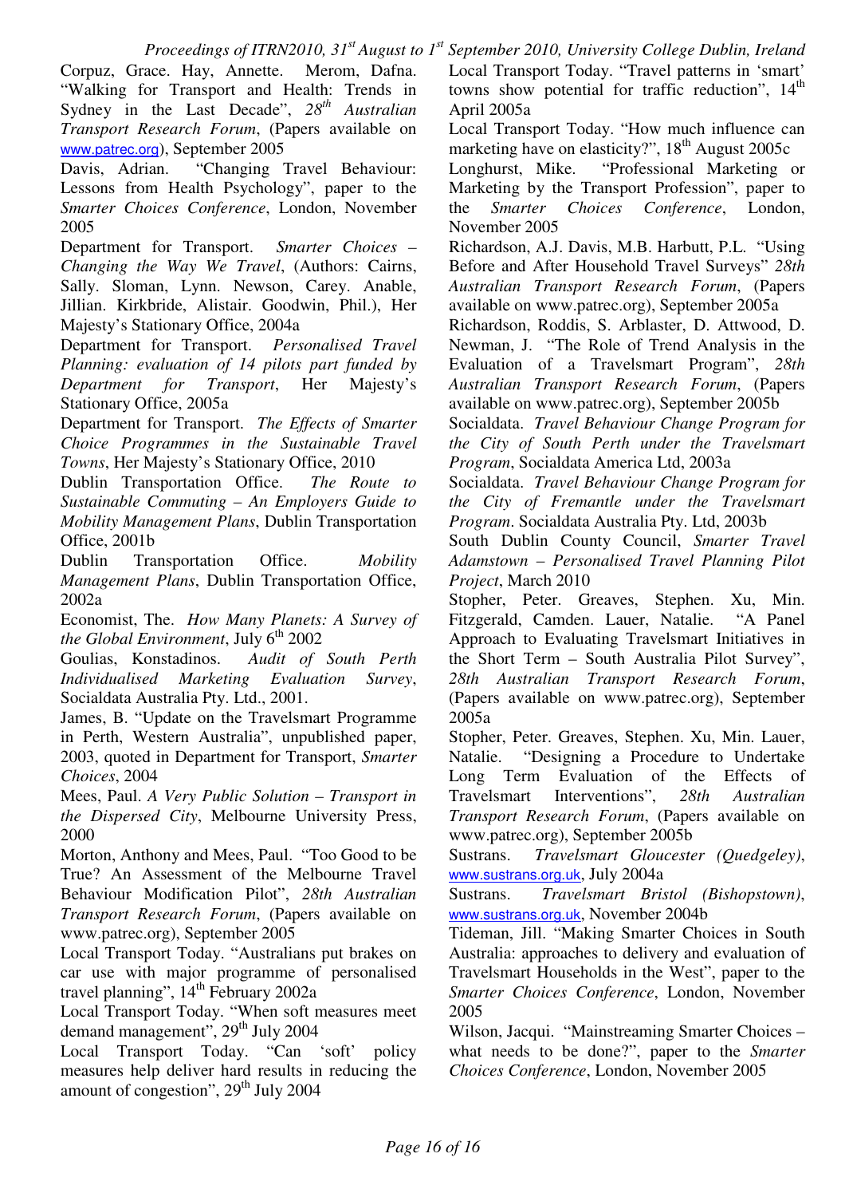Corpuz, Grace. Hay, Annette. Merom, Dafna. "Walking for Transport and Health: Trends in Sydney in the Last Decade", *28th Australian Transport Research Forum*, (Papers available on www.patrec.org), September 2005

Davis, Adrian. "Changing Travel Behaviour: Lessons from Health Psychology", paper to the *Smarter Choices Conference*, London, November 2005

Department for Transport. *Smarter Choices – Changing the Way We Travel*, (Authors: Cairns, Sally. Sloman, Lynn. Newson, Carey. Anable, Jillian. Kirkbride, Alistair. Goodwin, Phil.), Her Majesty's Stationary Office, 2004a

Department for Transport. *Personalised Travel Planning: evaluation of 14 pilots part funded by Department for Transport*, Her Majesty's Stationary Office, 2005a

Department for Transport. *The Effects of Smarter Choice Programmes in the Sustainable Travel Towns*, Her Majesty's Stationary Office, 2010

Dublin Transportation Office. *The Route to Sustainable Commuting – An Employers Guide to Mobility Management Plans*, Dublin Transportation Office, 2001b

Dublin Transportation Office. *Mobility Management Plans*, Dublin Transportation Office, 2002a

Economist, The. *How Many Planets: A Survey of the Global Environment*, July 6th 2002

Goulias, Konstadinos. *Audit of South Perth Individualised Marketing Evaluation Survey*, Socialdata Australia Pty. Ltd., 2001.

James, B. "Update on the Travelsmart Programme in Perth, Western Australia", unpublished paper, 2003, quoted in Department for Transport, *Smarter Choices*, 2004

Mees, Paul. *A Very Public Solution – Transport in the Dispersed City*, Melbourne University Press, 2000

Morton, Anthony and Mees, Paul. "Too Good to be True? An Assessment of the Melbourne Travel Behaviour Modification Pilot", *28th Australian Transport Research Forum*, (Papers available on www.patrec.org), September 2005

Local Transport Today. "Australians put brakes on car use with major programme of personalised travel planning", 14th February 2002a

Local Transport Today. "When soft measures meet demand management", 29th July 2004

Local Transport Today. "Can 'soft' policy measures help deliver hard results in reducing the amount of congestion", 29th July 2004

Local Transport Today. "Travel patterns in 'smart' towns show potential for traffic reduction", 14th April 2005a

Local Transport Today. "How much influence can marketing have on elasticity?", 18th August 2005c

Longhurst, Mike. "Professional Marketing or Marketing by the Transport Profession", paper to the *Smarter Choices Conference*, London, November 2005

Richardson, A.J. Davis, M.B. Harbutt, P.L. "Using Before and After Household Travel Surveys" *28th Australian Transport Research Forum*, (Papers available on www.patrec.org), September 2005a

Richardson, Roddis, S. Arblaster, D. Attwood, D. Newman, J. "The Role of Trend Analysis in the Evaluation of a Travelsmart Program", *28th Australian Transport Research Forum*, (Papers available on www.patrec.org), September 2005b

Socialdata. *Travel Behaviour Change Program for the City of South Perth under the Travelsmart Program*, Socialdata America Ltd, 2003a

Socialdata. *Travel Behaviour Change Program for the City of Fremantle under the Travelsmart Program*. Socialdata Australia Pty. Ltd, 2003b

South Dublin County Council, *Smarter Travel Adamstown – Personalised Travel Planning Pilot Project*, March 2010

Stopher, Peter. Greaves, Stephen. Xu, Min. Fitzgerald, Camden. Lauer, Natalie. "A Panel Approach to Evaluating Travelsmart Initiatives in the Short Term – South Australia Pilot Survey", *28th Australian Transport Research Forum*, (Papers available on www.patrec.org), September 2005a

Stopher, Peter. Greaves, Stephen. Xu, Min. Lauer, Natalie. "Designing a Procedure to Undertake Long Term Evaluation of the Effects of Travelsmart Interventions", *28th Australian Transport Research Forum*, (Papers available on www.patrec.org), September 2005b

Sustrans. *Travelsmart Gloucester (Quedgeley)*, www.sustrans.org.uk, July 2004a

Sustrans. *Travelsmart Bristol (Bishopstown)*, www.sustrans.org.uk, November 2004b

Tideman, Jill. "Making Smarter Choices in South Australia: approaches to delivery and evaluation of Travelsmart Households in the West", paper to the *Smarter Choices Conference*, London, November 2005

Wilson, Jacqui. "Mainstreaming Smarter Choices – what needs to be done?", paper to the *Smarter Choices Conference*, London, November 2005